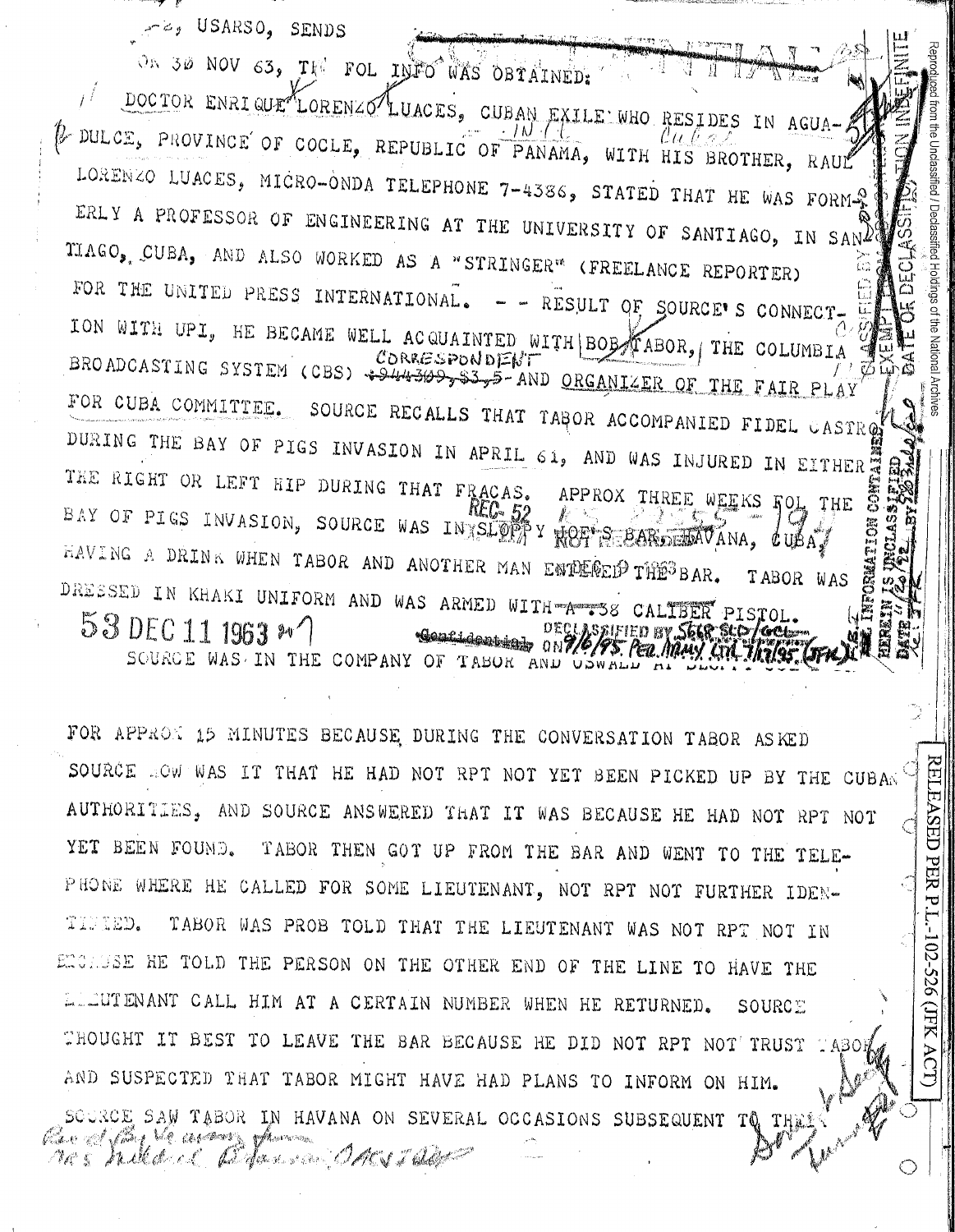~~, USARSO, SENDS

ON 30 NOV 63, THE FOL INFO WAS OBTAINED:

DOCTOR ENRIQUE LORENZO LUACES, CUBAN EXILE WHO RESIDES IN AGUA-DULCE, PROVINCE OF COCLE, REPUBLIC OF PANAMA, WITH HIS BROTHER, RAUL LORENZO LUACES, MICRO-ONDA TELEPHONE 7-4386, STATED THAT HE WAS FORMERLY A PROFESSOR OF ENGINEERING AT THE UNIVERSITY OF SANTIAGO, IN SANTIAGO, CUBA, AND ALSO WORKED AS A "STRINGER" (FREELANCE REPORTER) FOR THE UNITED PRESS INTERNATIONAL. - - RESULT OF SOURCE'S CONNECTION WITH UPI, HE BECAME WELL ACQUAINTED WITH BOB TABOR, THE COLUMBIA BROADCASTING SYSTEM (CBS) ~~1944309, $3,5~~ CORRESPONDENT AND ORGANIZER OF THE FAIR PLAY FOR CUBA COMMITTEE. SOURCE RECALLS THAT TABOR ACCOMPANIED FIDEL CASTRO DURING THE BAY OF PIGS INVASION IN APRIL 61, AND WAS INJURED IN EITHER THE RIGHT OR LEFT HIP DURING THAT FRACAS. APPROX THREE WEEKS FOL THE BAY OF PIGS INVASION, SOURCE WAS IN SLOPPY JOE'S BAR, HAVANA, CUBA, HAVING A DRINK WHEN TABOR AND ANOTHER MAN ENTERED THE BAR. TABOR WAS DRESSED IN KHAKI UNIFORM AND WAS ARMED WITH A .38 CALIBER PISTOL. SOURCE WAS IN THE COMPANY OF TABOR AND OSWALD AT SLOPPY JOE'S

REC-52

53 DEC 11 1963

Confidential — DECLASSIFIED BY 56RSLD/GCL ON 9/6/95. PER ARMY LTR. 7/12/95. (JFK)

FOR APPROX 15 MINUTES BECAUSE DURING THE CONVERSATION TABOR ASKED SOURCE HOW WAS IT THAT HE HAD NOT RPT NOT YET BEEN PICKED UP BY THE CUBAN AUTHORITIES, AND SOURCE ANSWERED THAT IT WAS BECAUSE HE HAD NOT RPT NOT YET BEEN FOUND. TABOR THEN GOT UP FROM THE BAR AND WENT TO THE TELEPHONE WHERE HE CALLED FOR SOME LIEUTENANT, NOT RPT NOT FURTHER IDENTIFIED. TABOR WAS PROB TOLD THAT THE LIEUTENANT WAS NOT RPT NOT IN BECAUSE HE TOLD THE PERSON ON THE OTHER END OF THE LINE TO HAVE THE LIEUTENANT CALL HIM AT A CERTAIN NUMBER WHEN HE RETURNED. SOURCE THOUGHT IT BEST TO LEAVE THE BAR BECAUSE HE DID NOT RPT NOT TRUST TABOR AND SUSPECTED THAT TABOR MIGHT HAVE HAD PLANS TO INFORM ON HIM.

SOURCE SAW TABOR IN HAVANA ON SEVERAL OCCASIONS SUBSEQUENT TO THAT

Rec'd by Ve ... from ... Mildred Dzhaisk? ... OACSI ...

RELEASED PER P.L. 102-526 (JFK ACT)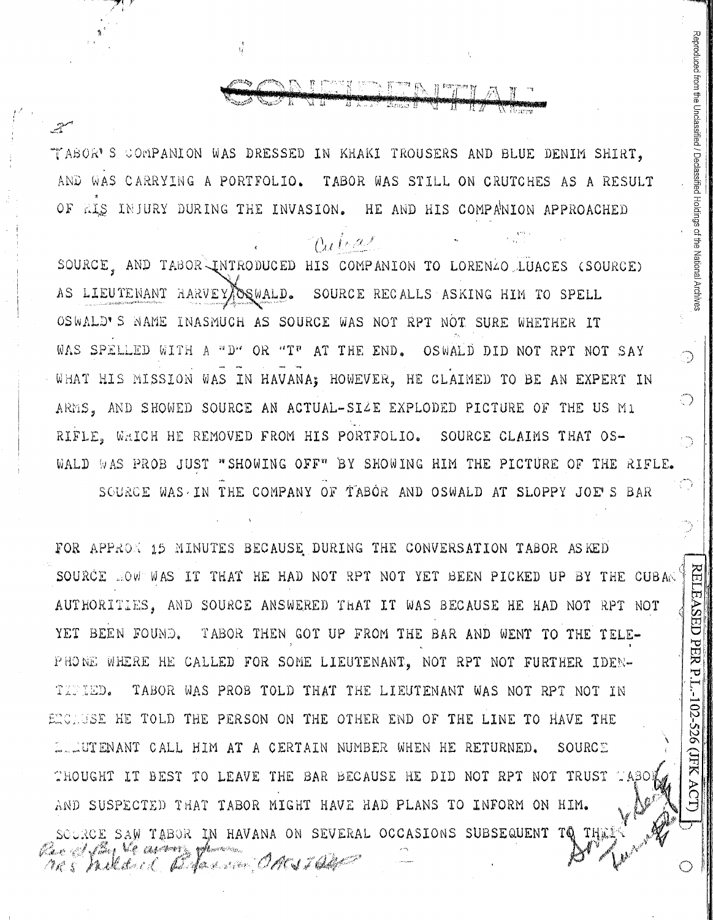CONFIDENTIAL

TABOR'S COMPANION WAS DRESSED IN KHAKI TROUSERS AND BLUE DENIM SHIRT, AND WAS CARRYING A PORTFOLIO. TABOR WAS STILL ON CRUTCHES AS A RESULT OF HIS INJURY DURING THE INVASION. HE AND HIS COMPANION APPROACHED SOURCE, AND TABOR INTRODUCED HIS COMPANION TO LORENZO LUACES (SOURCE) AS LIEUTENANT HARVEY OSWALD. SOURCE RECALLS ASKING HIM TO SPELL OSWALD'S NAME INASMUCH AS SOURCE WAS NOT RPT NOT SURE WHETHER IT WAS SPELLED WITH A "D" OR "T" AT THE END. OSWALD DID NOT RPT NOT SAY WHAT HIS MISSION WAS IN HAVANA; HOWEVER, HE CLAIMED TO BE AN EXPERT IN ARMS, AND SHOWED SOURCE AN ACTUAL-SIZE EXPLODED PICTURE OF THE US M1 RIFLE, WHICH HE REMOVED FROM HIS PORTFOLIO. SOURCE CLAIMS THAT OSWALD WAS PROB JUST "SHOWING OFF" BY SHOWING HIM THE PICTURE OF THE RIFLE.

SOURCE WAS IN THE COMPANY OF TABOR AND OSWALD AT SLOPPY JOE'S BAR FOR APPROX 15 MINUTES BECAUSE DURING THE CONVERSATION TABOR ASKED SOURCE HOW WAS IT THAT HE HAD NOT RPT NOT YET BEEN PICKED UP BY THE CUBAN AUTHORITIES, AND SOURCE ANSWERED THAT IT WAS BECAUSE HE HAD NOT RPT NOT YET BEEN FOUND. TABOR THEN GOT UP FROM THE BAR AND WENT TO THE TELEPHONE WHERE HE CALLED FOR SOME LIEUTENANT, NOT RPT NOT FURTHER IDENTIFIED. TABOR WAS PROB TOLD THAT THE LIEUTENANT WAS NOT RPT NOT IN BECAUSE HE TOLD THE PERSON ON THE OTHER END OF THE LINE TO HAVE THE LIEUTENANT CALL HIM AT A CERTAIN NUMBER WHEN HE RETURNED. SOURCE THOUGHT IT BEST TO LEAVE THE BAR BECAUSE HE DID NOT RPT NOT TRUST TABOR AND SUSPECTED THAT TABOR MIGHT HAVE HAD PLANS TO INFORM ON HIM.

SOURCE SAW TABOR IN HAVANA ON SEVERAL OCCASIONS SUBSEQUENT TO THEIR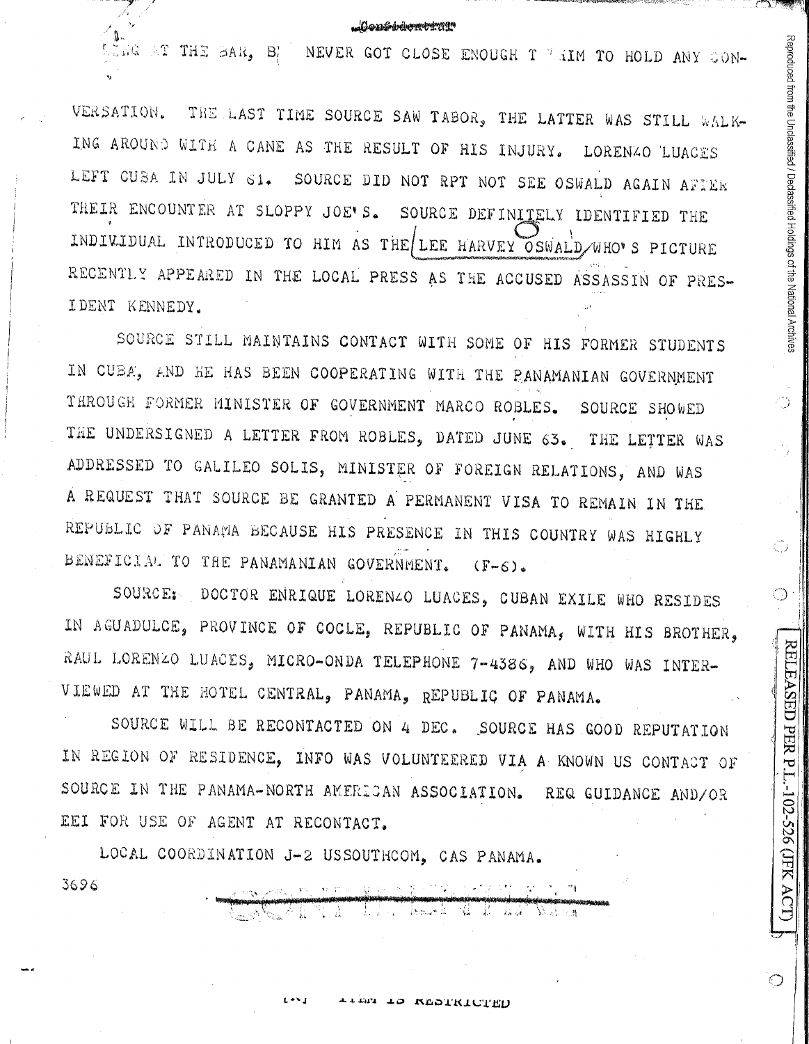Confidential

...ING AT THE BAR, B... NEVER GOT CLOSE ENOUGH T... HIM TO HOLD ANY CON-

VERSATION. THE LAST TIME SOURCE SAW TABOR, THE LATTER WAS STILL WALKING AROUND WITH A CANE AS THE RESULT OF HIS INJURY. LORENZO LUACES LEFT CUBA IN JULY 61. SOURCE DID NOT RPT NOT SEE OSWALD AGAIN AFTER THEIR ENCOUNTER AT SLOPPY JOE'S. SOURCE DEFINITELY IDENTIFIED THE INDIVIDUAL INTRODUCED TO HIM AS THE LEE HARVEY OSWALD WHO'S PICTURE RECENTLY APPEARED IN THE LOCAL PRESS AS THE ACCUSED ASSASSIN OF PRESIDENT KENNEDY.

SOURCE STILL MAINTAINS CONTACT WITH SOME OF HIS FORMER STUDENTS IN CUBA, AND HE HAS BEEN COOPERATING WITH THE PANAMANIAN GOVERNMENT THROUGH FORMER MINISTER OF GOVERNMENT MARCO ROBLES. SOURCE SHOWED THE UNDERSIGNED A LETTER FROM ROBLES, DATED JUNE 63. THE LETTER WAS ADDRESSED TO GALILEO SOLIS, MINISTER OF FOREIGN RELATIONS, AND WAS A REQUEST THAT SOURCE BE GRANTED A PERMANENT VISA TO REMAIN IN THE REPUBLIC OF PANAMA BECAUSE HIS PRESENCE IN THIS COUNTRY WAS HIGHLY BENEFICIAL TO THE PANAMANIAN GOVERNMENT. (F-6).

SOURCE: DOCTOR ENRIQUE LORENZO LUACES, CUBAN EXILE WHO RESIDES IN AGUADULCE, PROVINCE OF COCLE, REPUBLIC OF PANAMA, WITH HIS BROTHER, RAUL LORENZO LUACES, MICRO-ONDA TELEPHONE 7-4386, AND WHO WAS INTERVIEWED AT THE HOTEL CENTRAL, PANAMA, REPUBLIC OF PANAMA.

SOURCE WILL BE RECONTACTED ON 4 DEC. SOURCE HAS GOOD REPUTATION IN REGION OF RESIDENCE, INFO WAS VOLUNTEERED VIA A KNOWN US CONTACT OF SOURCE IN THE PANAMA-NORTH AMERICAN ASSOCIATION. REQ GUIDANCE AND/OR EEI FOR USE OF AGENT AT RECONTACT.

LOCAL COORDINATION J-2 USSOUTHCOM, CAS PANAMA.

3696

Reproduced from the Unclassified / Declassified Holdings of the National Archives

RELEASED PER P.L.-102-526 (JFK ACT)

ITEM IS RESTRICTED